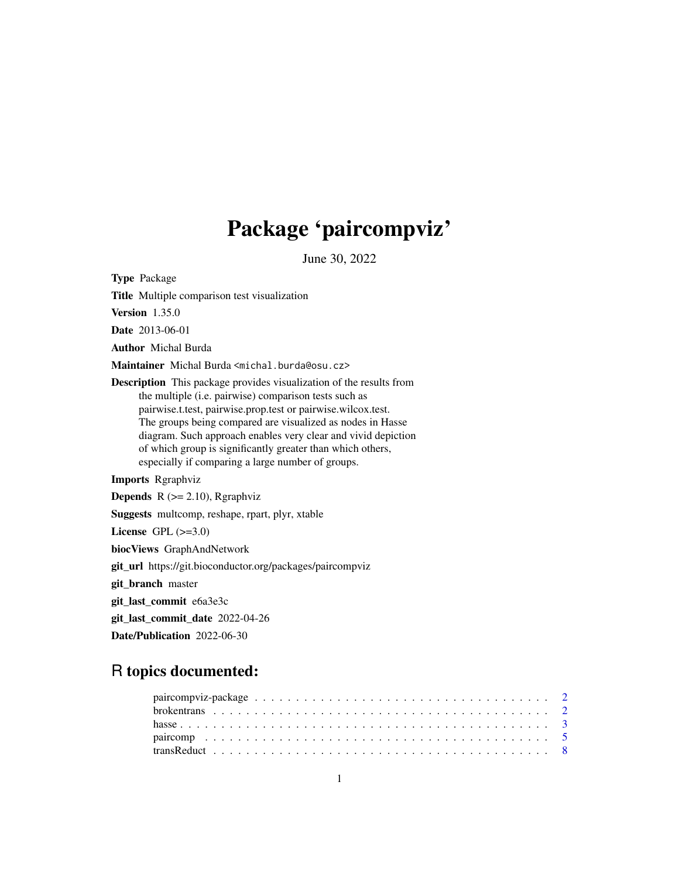# Package 'paircompviz'

June 30, 2022

**Type** Package

**Title** Multiple comparison test visualization

**Version** 1.35.0

**Date** 2013-06-01

**Author** Michal Burda

**Maintainer** Michal Burda <michal.burda@osu.cz>

**Description** This package provides visualization of the results from the multiple (i.e. pairwise) comparison tests such as pairwise.t.test, pairwise.prop.test or pairwise.wilcox.test. The groups being compared are visualized as nodes in Hasse diagram. Such approach enables very clear and vivid depiction of which group is significantly greater than which others, especially if comparing a large number of groups.

**Imports** Rgraphviz

**Depends** R (>= 2.10), Rgraphviz

**Suggests** multcomp, reshape, rpart, plyr, xtable

**License** GPL (>=3.0)

**biocViews** GraphAndNetwork

**git_url** https://git.bioconductor.org/packages/paircompviz

**git_branch** master

**git_last_commit** e6a3e3c

**git_last_commit_date** 2022-04-26

**Date/Publication** 2022-06-30

## R topics documented:

- paircompviz-package . . . . . . . . . . . . . . . . . . . . . . . . . . . . . . . . . . . . 2
- brokentrans . . . . . . . . . . . . . . . . . . . . . . . . . . . . . . . . . . . . . . . . . 2
- hasse . . . . . . . . . . . . . . . . . . . . . . . . . . . . . . . . . . . . . . . . . . . . . 3
- paircomp . . . . . . . . . . . . . . . . . . . . . . . . . . . . . . . . . . . . . . . . . . 5
- transReduct . . . . . . . . . . . . . . . . . . . . . . . . . . . . . . . . . . . . . . . . . 8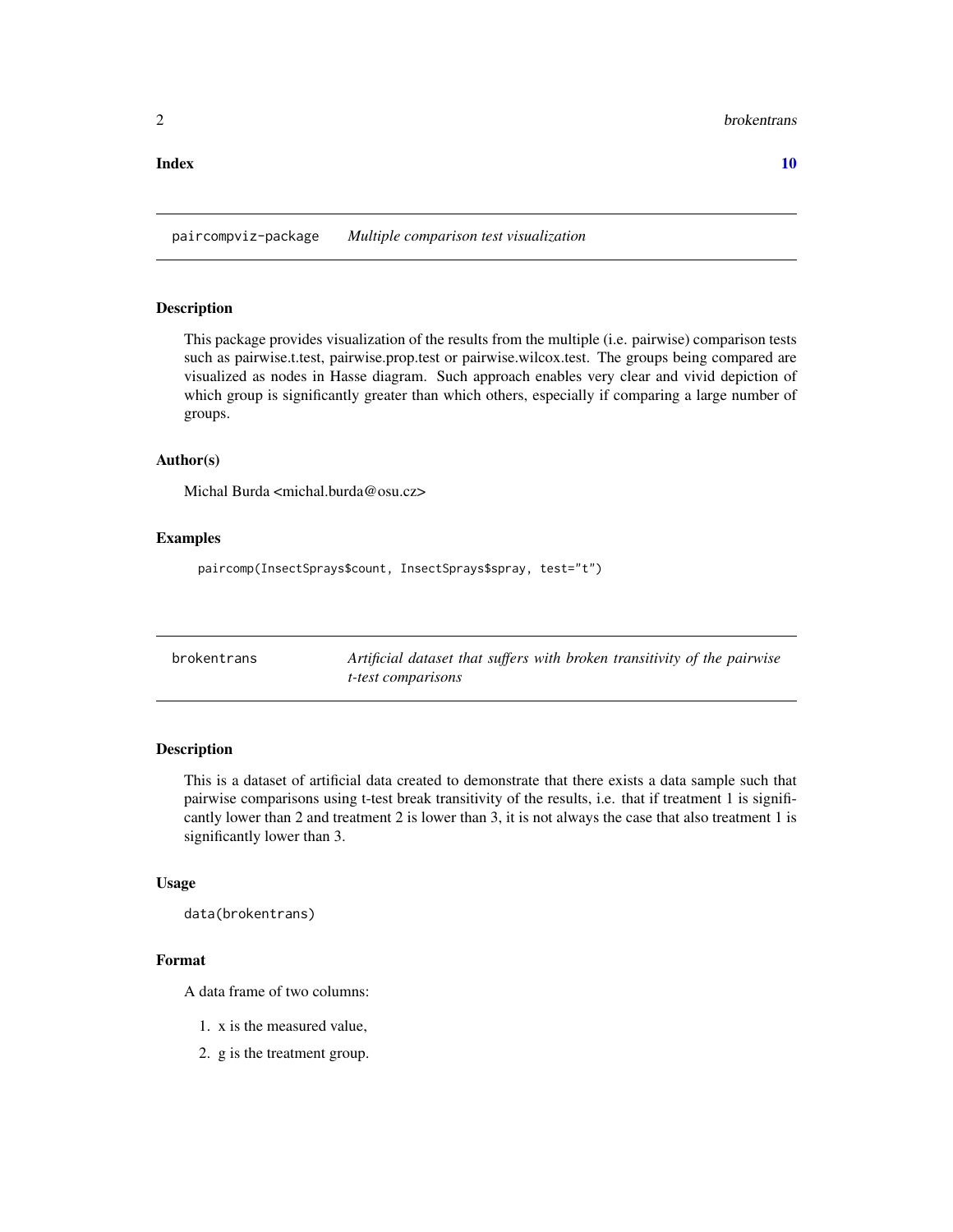**Index** 10

## paircompviz-package — *Multiple comparison test visualization*

### Description

This package provides visualization of the results from the multiple (i.e. pairwise) comparison tests such as pairwise.t.test, pairwise.prop.test or pairwise.wilcox.test. The groups being compared are visualized as nodes in Hasse diagram. Such approach enables very clear and vivid depiction of which group is significantly greater than which others, especially if comparing a large number of groups.

### Author(s)

Michal Burda <michal.burda@osu.cz>

### Examples

```
paircomp(InsectSprays$count, InsectSprays$spray, test="t")
```

## brokentrans — *Artificial dataset that suffers with broken transitivity of the pairwise t-test comparisons*

### Description

This is a dataset of artificial data created to demonstrate that there exists a data sample such that pairwise comparisons using t-test break transitivity of the results, i.e. that if treatment 1 is significantly lower than 2 and treatment 2 is lower than 3, it is not always the case that also treatment 1 is significantly lower than 3.

### Usage

```
data(brokentrans)
```

### Format

A data frame of two columns:

1. x is the measured value,
2. g is the treatment group.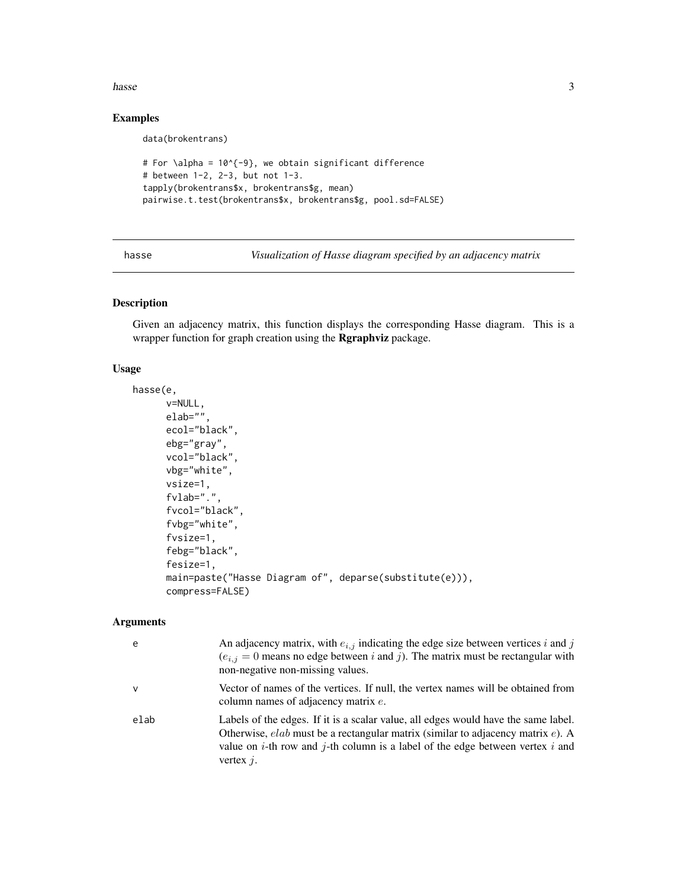## Examples

```
data(brokentrans)

# For \alpha = 10^{-9}, we obtain significant difference
# between 1-2, 2-3, but not 1-3.
tapply(brokentrans$x, brokentrans$g, mean)
pairwise.t.test(brokentrans$x, brokentrans$g, pool.sd=FALSE)
```

---

# hasse — *Visualization of Hasse diagram specified by an adjacency matrix*

---

## Description

Given an adjacency matrix, this function displays the corresponding Hasse diagram. This is a wrapper function for graph creation using the **Rgraphviz** package.

## Usage

```
hasse(e,
      v=NULL,
      elab="",
      ecol="black",
      ebg="gray",
      vcol="black",
      vbg="white",
      vsize=1,
      fvlab=".",
      fvcol="black",
      fvbg="white",
      fvsize=1,
      febg="black",
      fesize=1,
      main=paste("Hasse Diagram of", deparse(substitute(e))),
      compress=FALSE)
```

## Arguments

| | |
|---|---|
| e | An adjacency matrix, with $e_{i,j}$ indicating the edge size between vertices $i$ and $j$ ($e_{i,j} = 0$ means no edge between $i$ and $j$). The matrix must be rectangular with non-negative non-missing values. |
| v | Vector of names of the vertices. If null, the vertex names will be obtained from column names of adjacency matrix $e$. |
| elab | Labels of the edges. If it is a scalar value, all edges would have the same label. Otherwise, $elab$ must be a rectangular matrix (similar to adjacency matrix $e$). A value on $i$-th row and $j$-th column is a label of the edge between vertex $i$ and vertex $j$. |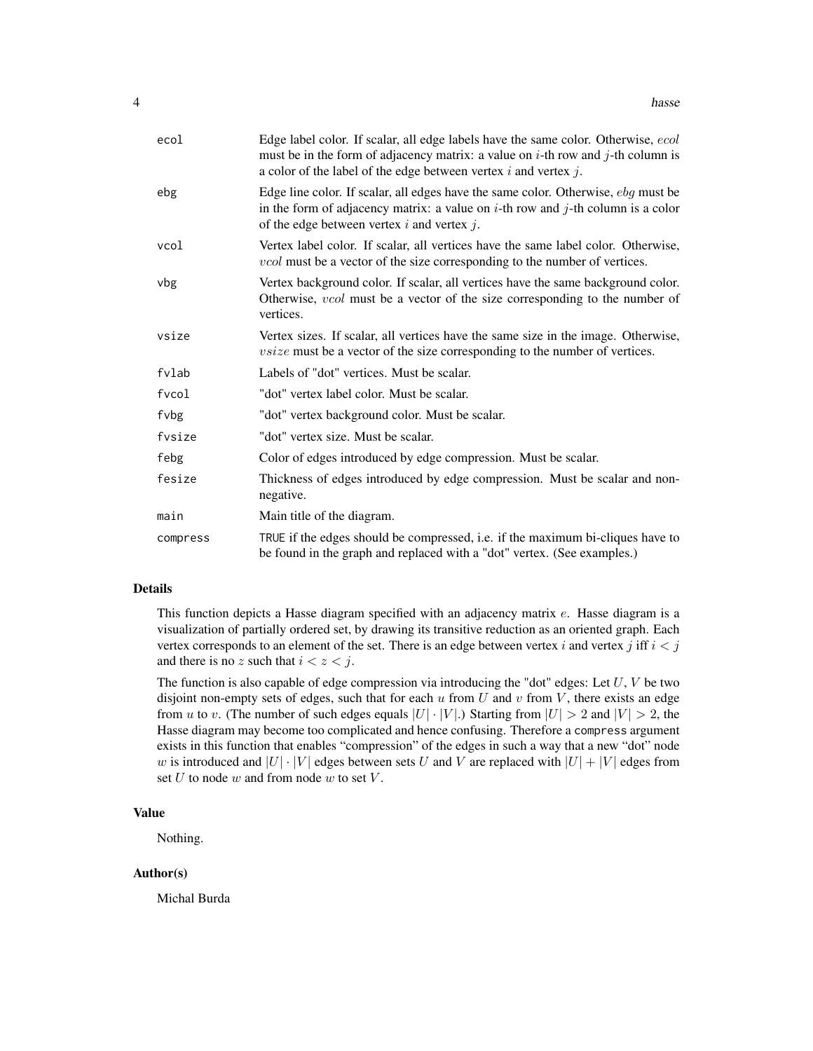| | |
|---|---|
| ecol | Edge label color. If scalar, all edge labels have the same color. Otherwise, $ecol$ must be in the form of adjacency matrix: a value on $i$-th row and $j$-th column is a color of the label of the edge between vertex $i$ and vertex $j$. |
| ebg | Edge line color. If scalar, all edges have the same color. Otherwise, $ebg$ must be in the form of adjacency matrix: a value on $i$-th row and $j$-th column is a color of the edge between vertex $i$ and vertex $j$. |
| vcol | Vertex label color. If scalar, all vertices have the same label color. Otherwise, $vcol$ must be a vector of the size corresponding to the number of vertices. |
| vbg | Vertex background color. If scalar, all vertices have the same background color. Otherwise, $vcol$ must be a vector of the size corresponding to the number of vertices. |
| vsize | Vertex sizes. If scalar, all vertices have the same size in the image. Otherwise, $vsize$ must be a vector of the size corresponding to the number of vertices. |
| fvlab | Labels of "dot" vertices. Must be scalar. |
| fvcol | "dot" vertex label color. Must be scalar. |
| fvbg | "dot" vertex background color. Must be scalar. |
| fvsize | "dot" vertex size. Must be scalar. |
| febg | Color of edges introduced by edge compression. Must be scalar. |
| fesize | Thickness of edges introduced by edge compression. Must be scalar and non-negative. |
| main | Main title of the diagram. |
| compress | TRUE if the edges should be compressed, i.e. if the maximum bi-cliques have to be found in the graph and replaced with a "dot" vertex. (See examples.) |

## Details

This function depicts a Hasse diagram specified with an adjacency matrix $e$. Hasse diagram is a visualization of partially ordered set, by drawing its transitive reduction as an oriented graph. Each vertex corresponds to an element of the set. There is an edge between vertex $i$ and vertex $j$ iff $i < j$ and there is no $z$ such that $i < z < j$.

The function is also capable of edge compression via introducing the "dot" edges: Let $U$, $V$ be two disjoint non-empty sets of edges, such that for each $u$ from $U$ and $v$ from $V$, there exists an edge from $u$ to $v$. (The number of such edges equals $|U| \cdot |V|$.) Starting from $|U| > 2$ and $|V| > 2$, the Hasse diagram may become too complicated and hence confusing. Therefore a compress argument exists in this function that enables "compression" of the edges in such a way that a new "dot" node $w$ is introduced and $|U| \cdot |V|$ edges between sets $U$ and $V$ are replaced with $|U| + |V|$ edges from set $U$ to node $w$ and from node $w$ to set $V$.

## Value

Nothing.

## Author(s)

Michal Burda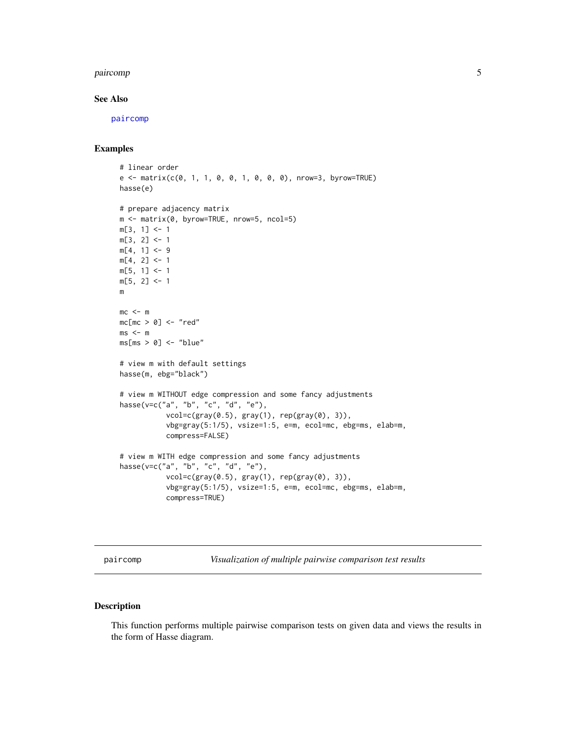## See Also

paircomp

## Examples

```
# linear order
e <- matrix(c(0, 1, 1, 0, 0, 1, 0, 0, 0), nrow=3, byrow=TRUE)
hasse(e)

# prepare adjacency matrix
m <- matrix(0, byrow=TRUE, nrow=5, ncol=5)
m[3, 1] <- 1
m[3, 2] <- 1
m[4, 1] <- 9
m[4, 2] <- 1
m[5, 1] <- 1
m[5, 2] <- 1
m

mc <- m
mc[mc > 0] <- "red"
ms <- m
ms[ms > 0] <- "blue"

# view m with default settings
hasse(m, ebg="black")

# view m WITHOUT edge compression and some fancy adjustments
hasse(v=c("a", "b", "c", "d", "e"),
           vcol=c(gray(0.5), gray(1), rep(gray(0), 3)),
           vbg=gray(5:1/5), vsize=1:5, e=m, ecol=mc, ebg=ms, elab=m,
           compress=FALSE)

# view m WITH edge compression and some fancy adjustments
hasse(v=c("a", "b", "c", "d", "e"),
           vcol=c(gray(0.5), gray(1), rep(gray(0), 3)),
           vbg=gray(5:1/5), vsize=1:5, e=m, ecol=mc, ebg=ms, elab=m,
           compress=TRUE)
```

---

# paircomp — *Visualization of multiple pairwise comparison test results*

## Description

This function performs multiple pairwise comparison tests on given data and views the results in the form of Hasse diagram.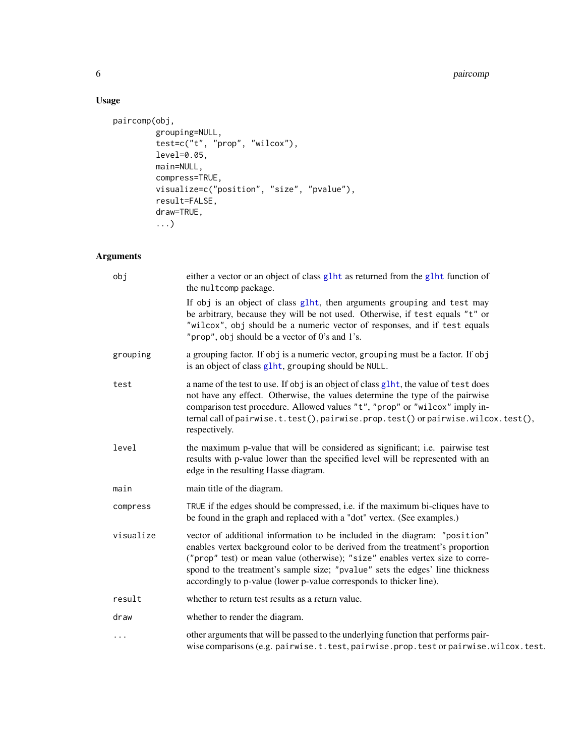## Usage

```
paircomp(obj,
         grouping=NULL,
         test=c("t", "prop", "wilcox"),
         level=0.05,
         main=NULL,
         compress=TRUE,
         visualize=c("position", "size", "pvalue"),
         result=FALSE,
         draw=TRUE,
         ...)
```

## Arguments

| | |
|---|---|
| `obj` | either a vector or an object of class `glht` as returned from the `glht` function of the `multcomp` package.<br><br>If `obj` is an object of class `glht`, then arguments `grouping` and `test` may be arbitrary, because they will be not used. Otherwise, if `test` equals `"t"` or `"wilcox"`, `obj` should be a numeric vector of responses, and if `test` equals `"prop"`, `obj` should be a vector of 0's and 1's. |
| `grouping` | a grouping factor. If `obj` is a numeric vector, `grouping` must be a factor. If `obj` is an object of class `glht`, `grouping` should be `NULL`. |
| `test` | a name of the test to use. If `obj` is an object of class `glht`, the value of `test` does not have any effect. Otherwise, the values determine the type of the pairwise comparison test procedure. Allowed values `"t"`, `"prop"` or `"wilcox"` imply internal call of `pairwise.t.test()`, `pairwise.prop.test()` or `pairwise.wilcox.test()`, respectively. |
| `level` | the maximum p-value that will be considered as significant; i.e. pairwise test results with p-value lower than the specified level will be represented with an edge in the resulting Hasse diagram. |
| `main` | main title of the diagram. |
| `compress` | `TRUE` if the edges should be compressed, i.e. if the maximum bi-cliques have to be found in the graph and replaced with a "dot" vertex. (See examples.) |
| `visualize` | vector of additional information to be included in the diagram: `"position"` enables vertex background color to be derived from the treatment's proportion (`"prop"` test) or mean value (otherwise); `"size"` enables vertex size to correspond to the treatment's sample size; `"pvalue"` sets the edges' line thickness accordingly to p-value (lower p-value corresponds to thicker line). |
| `result` | whether to return test results as a return value. |
| `draw` | whether to render the diagram. |
| `...` | other arguments that will be passed to the underlying function that performs pairwise comparisons (e.g. `pairwise.t.test`, `pairwise.prop.test` or `pairwise.wilcox.test`. |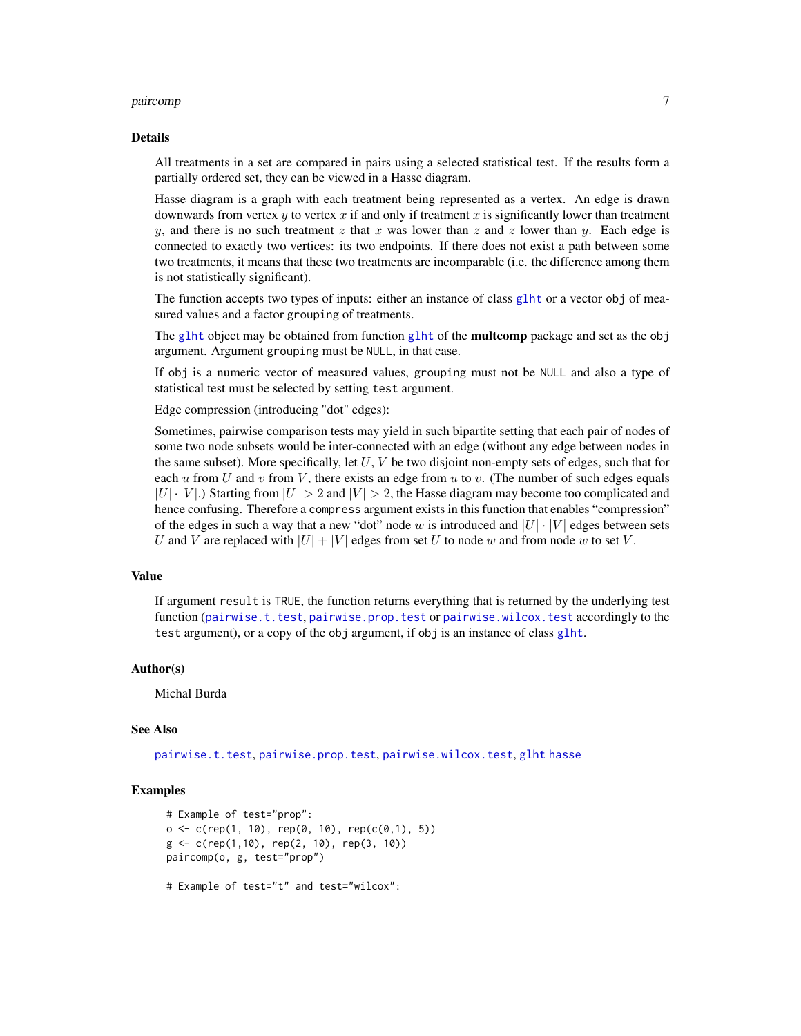## Details

All treatments in a set are compared in pairs using a selected statistical test. If the results form a partially ordered set, they can be viewed in a Hasse diagram.

Hasse diagram is a graph with each treatment being represented as a vertex. An edge is drawn downwards from vertex $y$ to vertex $x$ if and only if treatment $x$ is significantly lower than treatment $y$, and there is no such treatment $z$ that $x$ was lower than $z$ and $z$ lower than $y$. Each edge is connected to exactly two vertices: its two endpoints. If there does not exist a path between some two treatments, it means that these two treatments are incomparable (i.e. the difference among them is not statistically significant).

The function accepts two types of inputs: either an instance of class `glht` or a vector `obj` of measured values and a factor `grouping` of treatments.

The `glht` object may be obtained from function `glht` of the **multcomp** package and set as the `obj` argument. Argument `grouping` must be `NULL`, in that case.

If `obj` is a numeric vector of measured values, `grouping` must not be `NULL` and also a type of statistical test must be selected by setting `test` argument.

Edge compression (introducing "dot" edges):

Sometimes, pairwise comparison tests may yield in such bipartite setting that each pair of nodes of some two node subsets would be inter-connected with an edge (without any edge between nodes in the same subset). More specifically, let $U$, $V$ be two disjoint non-empty sets of edges, such that for each $u$ from $U$ and $v$ from $V$, there exists an edge from $u$ to $v$. (The number of such edges equals $|U| \cdot |V|$.) Starting from $|U| > 2$ and $|V| > 2$, the Hasse diagram may become too complicated and hence confusing. Therefore a `compress` argument exists in this function that enables "compression" of the edges in such a way that a new "dot" node $w$ is introduced and $|U| \cdot |V|$ edges between sets $U$ and $V$ are replaced with $|U| + |V|$ edges from set $U$ to node $w$ and from node $w$ to set $V$.

## Value

If argument `result` is `TRUE`, the function returns everything that is returned by the underlying test function (`pairwise.t.test`, `pairwise.prop.test` or `pairwise.wilcox.test` accordingly to the `test` argument), or a copy of the `obj` argument, if `obj` is an instance of class `glht`.

## Author(s)

Michal Burda

## See Also

`pairwise.t.test`, `pairwise.prop.test`, `pairwise.wilcox.test`, `glht` `hasse`

## Examples

```
# Example of test="prop":
o <- c(rep(1, 10), rep(0, 10), rep(c(0,1), 5))
g <- c(rep(1,10), rep(2, 10), rep(3, 10))
paircomp(o, g, test="prop")

# Example of test="t" and test="wilcox":
```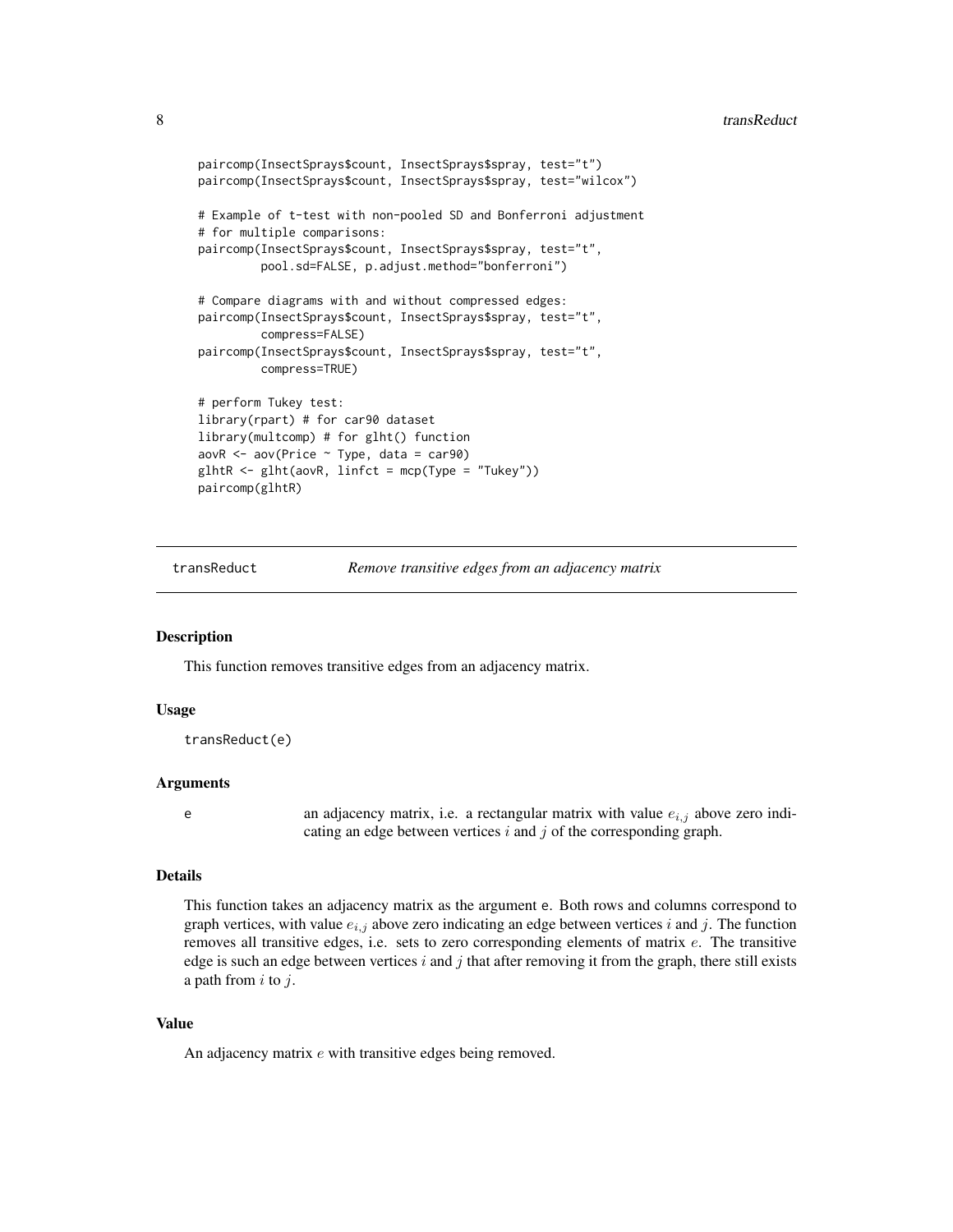```
paircomp(InsectSprays$count, InsectSprays$spray, test="t")
paircomp(InsectSprays$count, InsectSprays$spray, test="wilcox")

# Example of t-test with non-pooled SD and Bonferroni adjustment
# for multiple comparisons:
paircomp(InsectSprays$count, InsectSprays$spray, test="t",
         pool.sd=FALSE, p.adjust.method="bonferroni")

# Compare diagrams with and without compressed edges:
paircomp(InsectSprays$count, InsectSprays$spray, test="t",
         compress=FALSE)
paircomp(InsectSprays$count, InsectSprays$spray, test="t",
         compress=TRUE)

# perform Tukey test:
library(rpart) # for car90 dataset
library(multcomp) # for glht() function
aovR <- aov(Price ~ Type, data = car90)
glhtR <- glht(aovR, linfct = mcp(Type = "Tukey"))
paircomp(glhtR)
```

## transReduct — *Remove transitive edges from an adjacency matrix*

### Description

This function removes transitive edges from an adjacency matrix.

### Usage

```
transReduct(e)
```

### Arguments

`e` — an adjacency matrix, i.e. a rectangular matrix with value $e_{i,j}$ above zero indicating an edge between vertices $i$ and $j$ of the corresponding graph.

### Details

This function takes an adjacency matrix as the argument `e`. Both rows and columns correspond to graph vertices, with value $e_{i,j}$ above zero indicating an edge between vertices $i$ and $j$. The function removes all transitive edges, i.e. sets to zero corresponding elements of matrix $e$. The transitive edge is such an edge between vertices $i$ and $j$ that after removing it from the graph, there still exists a path from $i$ to $j$.

### Value

An adjacency matrix $e$ with transitive edges being removed.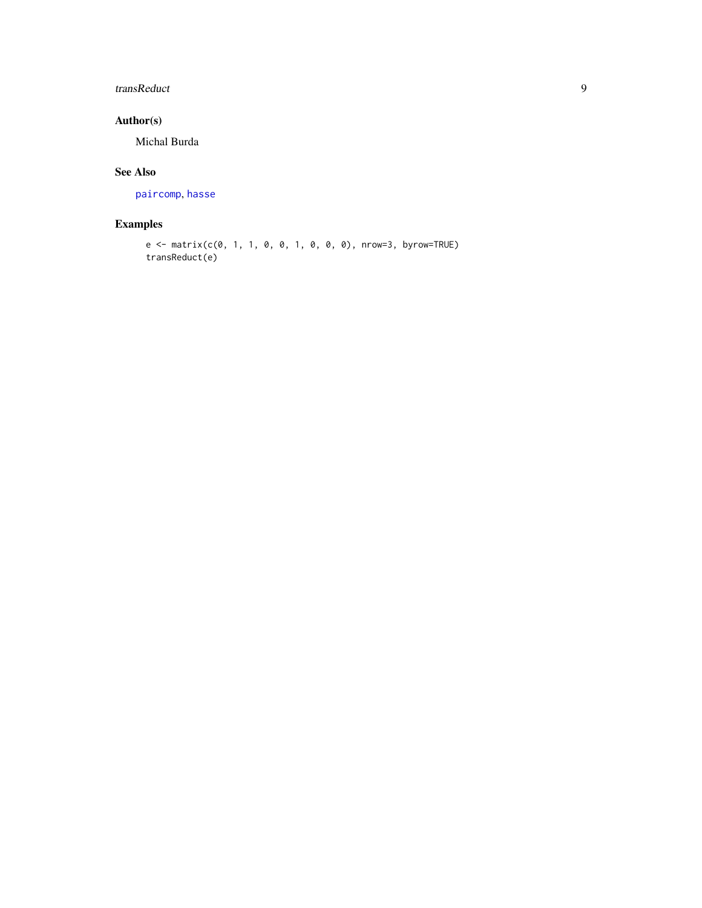## Author(s)

Michal Burda

## See Also

paircomp, hasse

## Examples

```
e <- matrix(c(0, 1, 1, 0, 0, 1, 0, 0, 0), nrow=3, byrow=TRUE)
transReduct(e)
```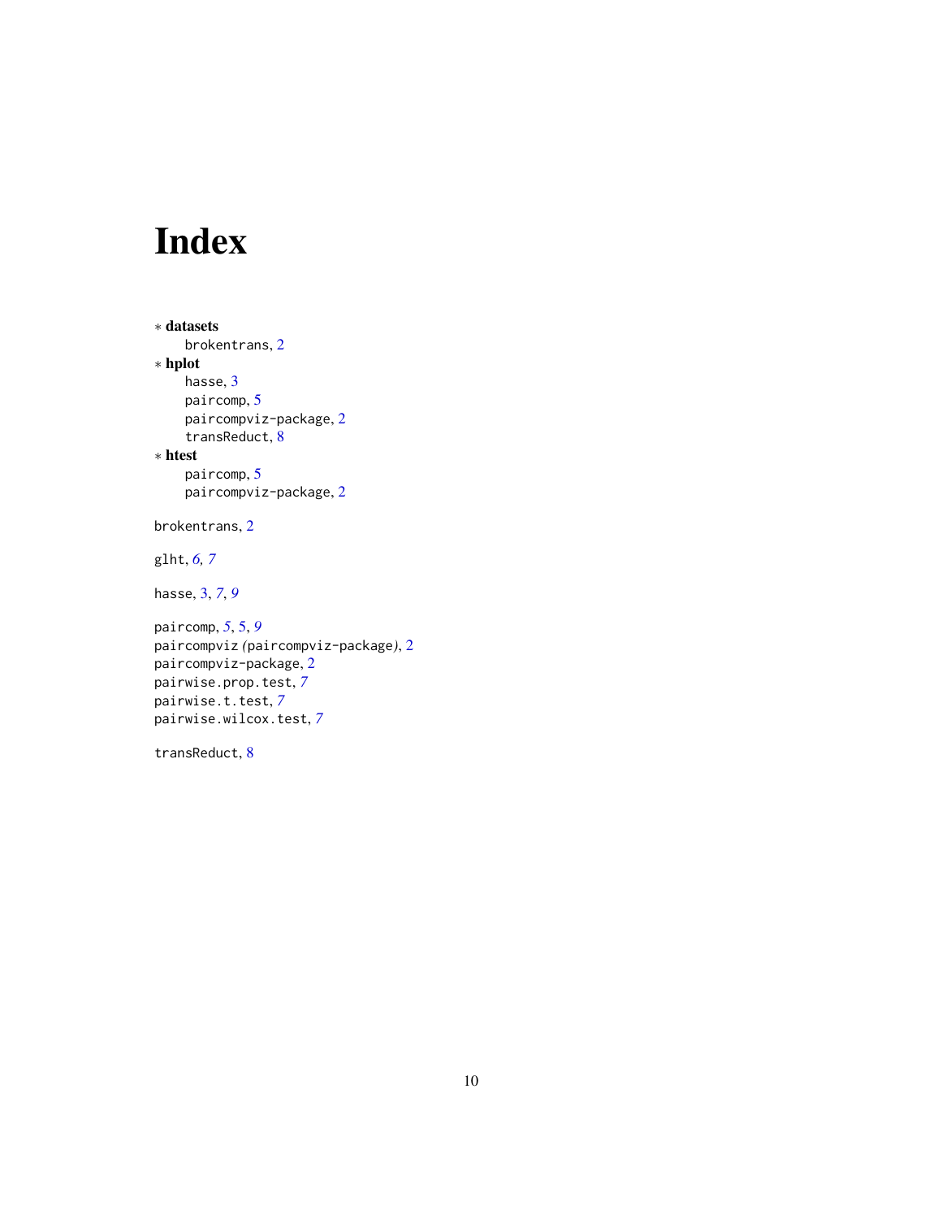# Index

∗ **datasets**
- brokentrans, 2

∗ **hplot**
- hasse, 3
- paircomp, 5
- paircompviz-package, 2
- transReduct, 8

∗ **htest**
- paircomp, 5
- paircompviz-package, 2

brokentrans, 2

glht, *6, 7*

hasse, 3, *7*, *9*

paircomp, *5*, 5, *9*
paircompviz (paircompviz-package), 2
paircompviz-package, 2
pairwise.prop.test, *7*
pairwise.t.test, *7*
pairwise.wilcox.test, *7*

transReduct, 8